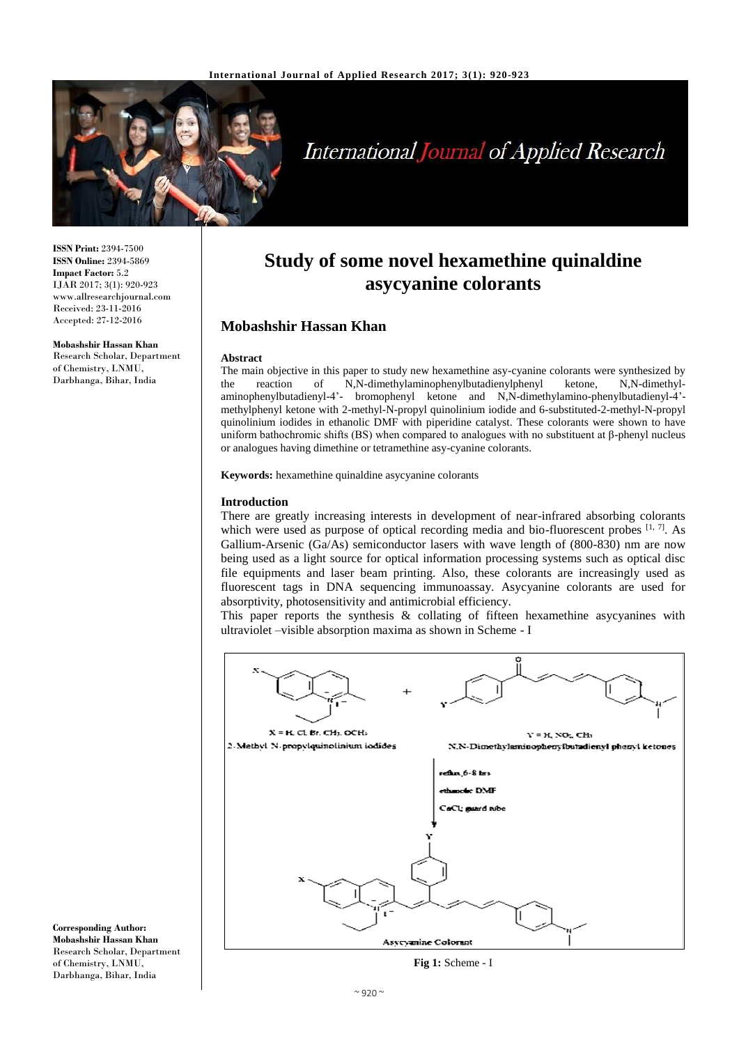# Study of some novel hexamethine quinaldine asycyanine colorants

**ISSN Print:** 2394-7500
**ISSN Online:** 2394-5869
**Impact Factor:** 5.2
IJAR 2017; 3(1): 920-923
www.allresearchjournal.com
Received: 23-11-2016
Accepted: 27-12-2016

**Mobashshir Hassan Khan**
Research Scholar, Department of Chemistry, LNMU, Darbhanga, Bihar, India

**Corresponding Author:**
**Mobashshir Hassan Khan**
Research Scholar, Department of Chemistry, LNMU, Darbhanga, Bihar, India

## Mobashshir Hassan Khan

### Abstract

The main objective in this paper to study new hexamethine asy-cyanine colorants were synthesized by the reaction of N,N-dimethylaminophenylbutadienylphenyl ketone, N,N-dimethyl-aminophenylbutadienyl-4'- bromophenyl ketone and N,N-dimethylamino-phenylbutadienyl-4'-methylphenyl ketone with 2-methyl-N-propyl quinolinium iodide and 6-substituted-2-methyl-N-propyl quinolinium iodides in ethanolic DMF with piperidine catalyst. These colorants were shown to have uniform bathochromic shifts (BS) when compared to analogues with no substituent at β-phenyl nucleus or analogues having dimethine or tetramethine asy-cyanine colorants.

**Keywords:** hexamethine quinaldine asycyanine colorants

### Introduction

There are greatly increasing interests in development of near-infrared absorbing colorants which were used as purpose of optical recording media and bio-fluorescent probes [1, 7]. As Gallium-Arsenic (Ga/As) semiconductor lasers with wave length of (800-830) nm are now being used as a light source for optical information processing systems such as optical disc file equipments and laser beam printing. Also, these colorants are increasingly used as fluorescent tags in DNA sequencing immunoassay. Asycyanine colorants are used for absorptivity, photosensitivity and antimicrobial efficiency.

This paper reports the synthesis & collating of fifteen hexamethine asycyanines with ultraviolet –visible absorption maxima as shown in Scheme - I

X = H, Cl, Br, $CH_3$, $OCH_3$
2-Methyl N-propylquinolinium iodides

Y = H, $NO_2$, $CH_3$
N,N-Dimethylaminophenylbutadienyl phenyl ketones

reflux, 6-8 hrs
ethanolic DMF
$CaCl_2$ guard tube

Asycyanine Colorant

**Fig 1:** Scheme - I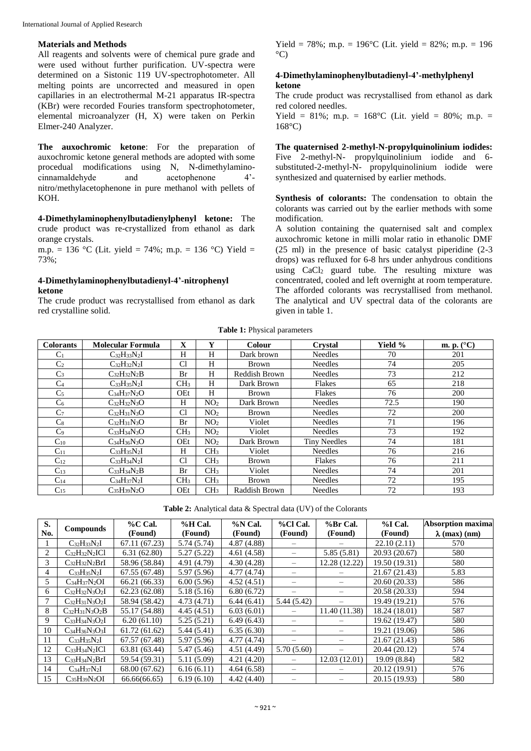## Materials and Methods

All reagents and solvents were of chemical pure grade and were used without further purification. UV-spectra were determined on a Sistonic 119 UV-spectrophotometer. All melting points are uncorrected and measured in open capillaries in an electrothermal M-21 apparatus IR-spectra (KBr) were recorded Fouries transform spectrophotometer, elemental microanalyzer (H, X) were taken on Perkin Elmer-240 Analyzer.

**The auxochromic ketone**: For the preparation of auxochromic ketone general methods are adopted with some procedual modifications using N, N-dimethylamino-cinnamaldehyde and acetophenone 4'-nitro/methylacetophenone in pure methanol with pellets of KOH.

**4-Dimethylaminophenylbutadienylphenyl ketone:** The crude product was re-crystallized from ethanol as dark orange crystals.

m.p. = 136 °C (Lit. yield = 74%; m.p. = 136 °C) Yield = 73%;

**4-Dimethylaminophenylbutadienyl-4'-nitrophenyl ketone**

The crude product was recrystallised from ethanol as dark red crystalline solid.

Yield = 78%; m.p. = 196°C (Lit. yield = 82%; m.p. = 196 °C)

**4-Dimethylaminophenylbutadienyl-4'-methylphenyl ketone**

The crude product was recrystallised from ethanol as dark red colored needles.

Yield = 81%; m.p. = 168°C (Lit. yield = 80%; m.p. = 168°C)

**The quaternised 2-methyl-N-propylquinolinium iodides:** Five 2-methyl-N- propylquinolinium iodide and 6-substituted-2-methyl-N- propylquinolinium iodide were synthesized and quaternised by earlier methods.

**Synthesis of colorants:** The condensation to obtain the colorants was carried out by the earlier methods with some modification.

A solution containing the quaternised salt and complex auxochromic ketone in milli molar ratio in ethanolic DMF (25 ml) in the presence of basic catalyst piperidine (2-3 drops) was refluxed for 6-8 hrs under anhydrous conditions using $CaCl_2$ guard tube. The resulting mixture was concentrated, cooled and left overnight at room temperature. The afforded colorants was recrystallised from methanol. The analytical and UV spectral data of the colorants are given in table 1.

**Table 1:** Physical parameters

| Colorants | Molecular Formula | X | Y | Colour | Crystal | Yield % | m. p. (°C) |
|---|---|---|---|---|---|---|---|
| $C_1$ | $C_{32}H_{33}N_2I$ | H | H | Dark brown | Needles | 70 | 201 |
| $C_2$ | $C_{32}H_{32}N_2I$ | Cl | H | Brown | Needles | 74 | 205 |
| $C_3$ | $C_{32}H_{32}N_2B$ | Br | H | Reddish Brown | Needles | 73 | 212 |
| $C_4$ | $C_{33}H_{35}N_2I$ | $CH_3$ | H | Dark Brown | Flakes | 65 | 218 |
| $C_5$ | $C_{34}H_{37}N_2O$ | OEt | H | Brown | Flakes | 76 | 200 |
| $C_6$ | $C_{32}H_{32}N_3O$ | H | $NO_2$ | Dark Brown | Needles | 72.5 | 190 |
| $C_7$ | $C_{32}H_{31}N_3O$ | Cl | $NO_2$ | Brown | Needles | 72 | 200 |
| $C_8$ | $C_{32}H_{31}N_3O$ | Br | $NO_2$ | Violet | Needles | 71 | 196 |
| $C_9$ | $C_{33}H_{34}N_3O$ | $CH_3$ | $NO_2$ | Violet | Needles | 73 | 192 |
| $C_{10}$ | $C_{34}H_{36}N_3O$ | OEt | $NO_2$ | Dark Brown | Tiny Needles | 74 | 181 |
| $C_{11}$ | $C_{33}H_{35}N_2I$ | H | $CH_3$ | Violet | Needles | 76 | 216 |
| $C_{12}$ | $C_{33}H_{34}N_2I$ | Cl | $CH_3$ | Brown | Flakes | 76 | 211 |
| $C_{13}$ | $C_{33}H_{34}N_2B$ | Br | $CH_3$ | Violet | Needles | 74 | 201 |
| $C_{14}$ | $C_{34}H_{37}N_2I$ | $CH_3$ | $CH_3$ | Brown | Needles | 72 | 195 |
| $C_{15}$ | $C_{35}H_{39}N_2O$ | OEt | $CH_3$ | Raddish Brown | Needles | 72 | 193 |

**Table 2:** Analytical data & Spectral data (UV) of the Colorants

| S. No. | Compounds | %C Cal. (Found) | %H Cal. (Found) | %N Cal. (Found) | %Cl Cal. (Found) | %Br Cal. (Found) | %I Cal. (Found) | Absorption maxima λ (max) (nm) |
|---|---|---|---|---|---|---|---|---|
| 1 | $C_{32}H_{33}N_2I$ | 67.11 (67.23) | 5.74 (5.74) | 4.87 (4.88) | – | – | 22.10 (2.11) | 570 |
| 2 | $C_{32}H_{32}N_2ICl$ | 6.31 (62.80) | 5.27 (5.22) | 4.61 (4.58) | – | 5.85 (5.81) | 20.93 (20.67) | 580 |
| 3 | $C_{32}H_{32}N_2BrI$ | 58.96 (58.84) | 4.91 (4.79) | 4.30 (4.28) | – | 12.28 (12.22) | 19.50 (19.31) | 580 |
| 4 | $C_{33}H_{35}N_2I$ | 67.55 (67.48) | 5.97 (5.96) | 4.77 (4.74) | – | – | 21.67 (21.43) | 5.83 |
| 5 | $C_{34}H_{37}N_2OI$ | 66.21 (66.33) | 6.00 (5.96) | 4.52 (4.51) | – | – | 20.60 (20.33) | 586 |
| 6 | $C_{32}H_{32}N_3O_2I$ | 62.23 (62.08) | 5.18 (5.16) | 6.80 (6.72) | – | – | 20.58 (20.33) | 594 |
| 7 | $C_{32}H_{31}N_3O_2I$ | 58.94 (58.42) | 4.73 (4.71) | 6.44 (6.41) | 5.44 (5.42) | – | 19.49 (19.21) | 576 |
| 8 | $C_{32}H_{31}N_3O_2B$ | 55.17 (54.88) | 4.45 (4.51) | 6.03 (6.01) | – | 11.40 (11.38) | 18.24 (18.01) | 587 |
| 9 | $C_{33}H_{34}N_3O_2I$ | 6.20 (61.10) | 5.25 (5.21) | 6.49 (6.43) | – | – | 19.62 (19.47) | 580 |
| 10 | $C_{34}H_{36}N_3O_3I$ | 61.72 (61.62) | 5.44 (5.41) | 6.35 (6.30) | – | – | 19.21 (19.06) | 586 |
| 11 | $C_{33}H_{35}N_2I$ | 67.57 (67.48) | 5.97 (5.96) | 4.77 (4.74) | – | – | 21.67 (21.43) | 586 |
| 12 | $C_{33}H_{34}N_2ICl$ | 63.81 (63.44) | 5.47 (5.46) | 4.51 (4.49) | 5.70 (5.60) | – | 20.44 (20.12) | 574 |
| 13 | $C_{33}H_{34}N_2BrI$ | 59.54 (59.31) | 5.11 (5.09) | 4.21 (4.20) | – | 12.03 (12.01) | 19.09 (8.84) | 582 |
| 14 | $C_{34}H_{37}N_2I$ | 68.00 (67.62) | 6.16 (6.11) | 4.64 (6.58) | – | – | 20.12 (19.91) | 576 |
| 15 | $C_{35}H_{39}N_2OI$ | 66.66(66.65) | 6.19 (6.10) | 4.42 (4.40) | – | – | 20.15 (19.93) | 580 |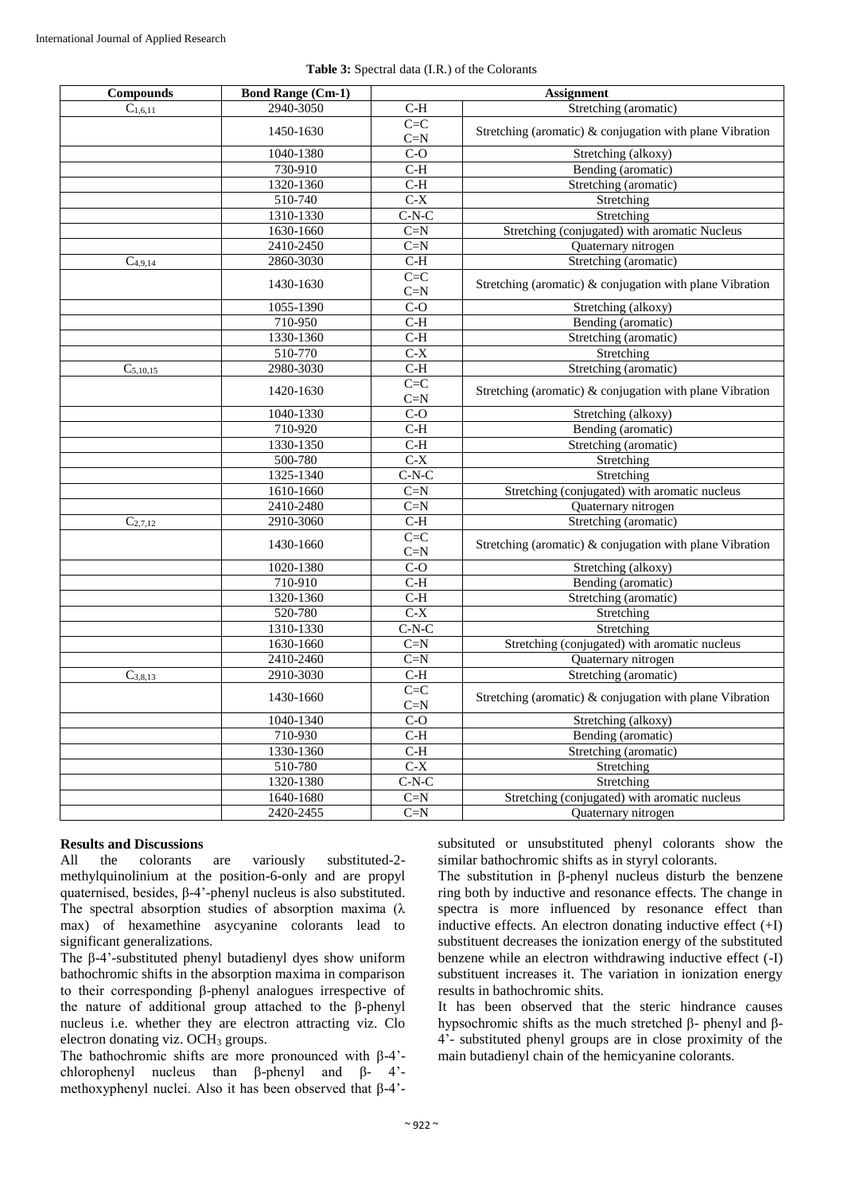**Table 3:** Spectral data (I.R.) of the Colorants

| Compounds | Bond Range (Cm-1) | Assignment | |
|---|---|---|---|
| $C_{1,6,11}$ | 2940-3050 | C-H | Stretching (aromatic) |
| | 1450-1630 | C=C C=N | Stretching (aromatic) & conjugation with plane Vibration |
| | 1040-1380 | C-O | Stretching (alkoxy) |
| | 730-910 | C-H | Bending (aromatic) |
| | 1320-1360 | C-H | Stretching (aromatic) |
| | 510-740 | C-X | Stretching |
| | 1310-1330 | C-N-C | Stretching |
| | 1630-1660 | C=N | Stretching (conjugated) with aromatic Nucleus |
| | 2410-2450 | C=N | Quaternary nitrogen |
| $C_{4,9,14}$ | 2860-3030 | C-H | Stretching (aromatic) |
| | 1430-1630 | C=C C=N | Stretching (aromatic) & conjugation with plane Vibration |
| | 1055-1390 | C-O | Stretching (alkoxy) |
| | 710-950 | C-H | Bending (aromatic) |
| | 1330-1360 | C-H | Stretching (aromatic) |
| | 510-770 | C-X | Stretching |
| $C_{5,10,15}$ | 2980-3030 | C-H | Stretching (aromatic) |
| | 1420-1630 | C=C C=N | Stretching (aromatic) & conjugation with plane Vibration |
| | 1040-1330 | C-O | Stretching (alkoxy) |
| | 710-920 | C-H | Bending (aromatic) |
| | 1330-1350 | C-H | Stretching (aromatic) |
| | 500-780 | C-X | Stretching |
| | 1325-1340 | C-N-C | Stretching |
| | 1610-1660 | C=N | Stretching (conjugated) with aromatic nucleus |
| | 2410-2480 | C=N | Quaternary nitrogen |
| $C_{2,7,12}$ | 2910-3060 | C-H | Stretching (aromatic) |
| | 1430-1660 | C=C C=N | Stretching (aromatic) & conjugation with plane Vibration |
| | 1020-1380 | C-O | Stretching (alkoxy) |
| | 710-910 | C-H | Bending (aromatic) |
| | 1320-1360 | C-H | Stretching (aromatic) |
| | 520-780 | C-X | Stretching |
| | 1310-1330 | C-N-C | Stretching |
| | 1630-1660 | C=N | Stretching (conjugated) with aromatic nucleus |
| | 2410-2460 | C=N | Quaternary nitrogen |
| $C_{3,8,13}$ | 2910-3030 | C-H | Stretching (aromatic) |
| | 1430-1660 | C=C C=N | Stretching (aromatic) & conjugation with plane Vibration |
| | 1040-1340 | C-O | Stretching (alkoxy) |
| | 710-930 | C-H | Bending (aromatic) |
| | 1330-1360 | C-H | Stretching (aromatic) |
| | 510-780 | C-X | Stretching |
| | 1320-1380 | C-N-C | Stretching |
| | 1640-1680 | C=N | Stretching (conjugated) with aromatic nucleus |
| | 2420-2455 | C=N | Quaternary nitrogen |

## Results and Discussions

All the colorants are variously substituted-2-methylquinolinium at the position-6-only and are propyl quaternised, besides, β-4'-phenyl nucleus is also substituted. The spectral absorption studies of absorption maxima (λ max) of hexamethine asycyanine colorants lead to significant generalizations.

The β-4'-substituted phenyl butadienyl dyes show uniform bathochromic shifts in the absorption maxima in comparison to their corresponding β-phenyl analogues irrespective of the nature of additional group attached to the β-phenyl nucleus i.e. whether they are electron attracting viz. Clo electron donating viz. $OCH_3$ groups.

The bathochromic shifts are more pronounced with β-4'-chlorophenyl nucleus than β-phenyl and β- 4'-methoxyphenyl nuclei. Also it has been observed that β-4'-subsituted or unsubstituted phenyl colorants show the similar bathochromic shifts as in styryl colorants.

The substitution in β-phenyl nucleus disturb the benzene ring both by inductive and resonance effects. The change in spectra is more influenced by resonance effect than inductive effects. An electron donating inductive effect (+I) substituent decreases the ionization energy of the substituted benzene while an electron withdrawing inductive effect (-I) substituent increases it. The variation in ionization energy results in bathochromic shits.

It has been observed that the steric hindrance causes hypsochromic shifts as the much stretched β- phenyl and β-4'- substituted phenyl groups are in close proximity of the main butadienyl chain of the hemicyanine colorants.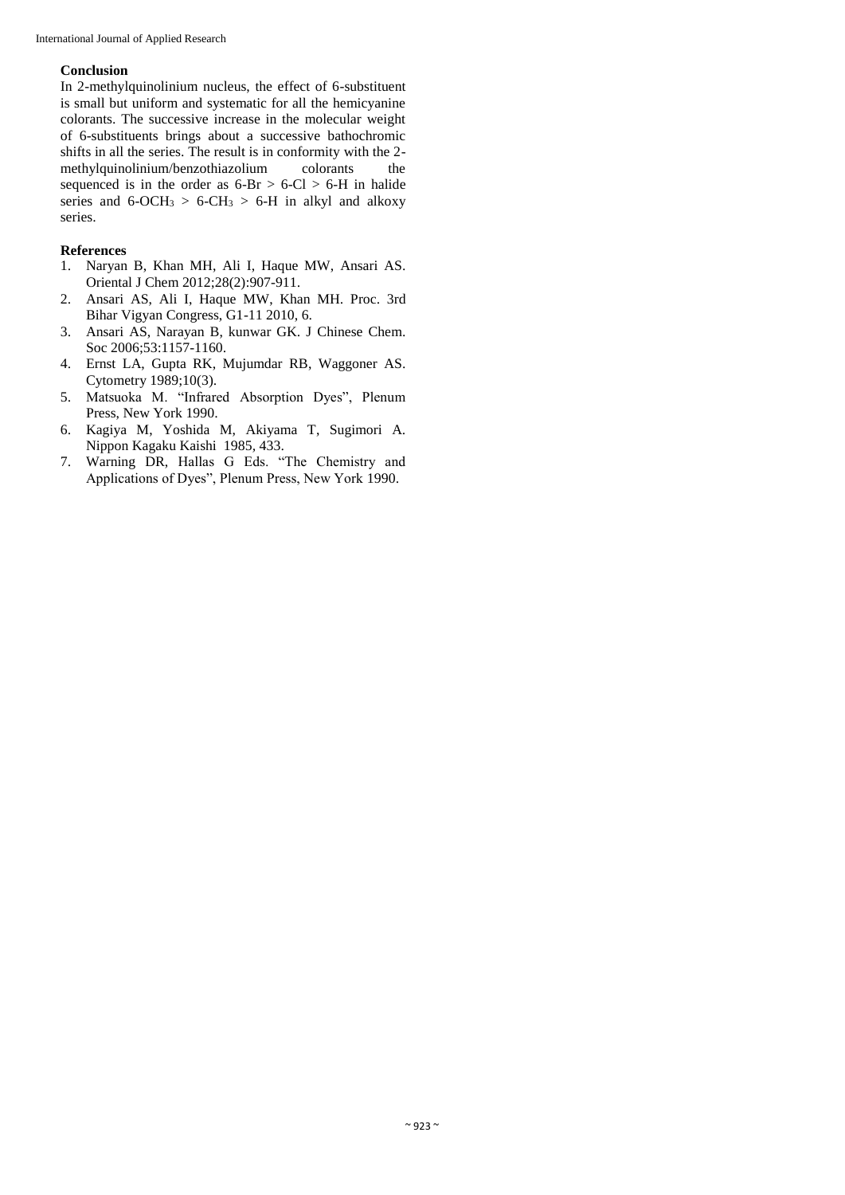## Conclusion

In 2-methylquinolinium nucleus, the effect of 6-substituent is small but uniform and systematic for all the hemicyanine colorants. The successive increase in the molecular weight of 6-substituents brings about a successive bathochromic shifts in all the series. The result is in conformity with the 2-methylquinolinium/benzothiazolium colorants the sequenced is in the order as 6-Br > 6-Cl > 6-H in halide series and 6-$OCH_3$ > 6-$CH_3$ > 6-H in alkyl and alkoxy series.

## References

1. Naryan B, Khan MH, Ali I, Haque MW, Ansari AS. Oriental J Chem 2012;28(2):907-911.
2. Ansari AS, Ali I, Haque MW, Khan MH. Proc. 3rd Bihar Vigyan Congress, G1-11 2010, 6.
3. Ansari AS, Narayan B, kunwar GK. J Chinese Chem. Soc 2006;53:1157-1160.
4. Ernst LA, Gupta RK, Mujumdar RB, Waggoner AS. Cytometry 1989;10(3).
5. Matsuoka M. "Infrared Absorption Dyes", Plenum Press, New York 1990.
6. Kagiya M, Yoshida M, Akiyama T, Sugimori A. Nippon Kagaku Kaishi 1985, 433.
7. Warning DR, Hallas G Eds. "The Chemistry and Applications of Dyes", Plenum Press, New York 1990.